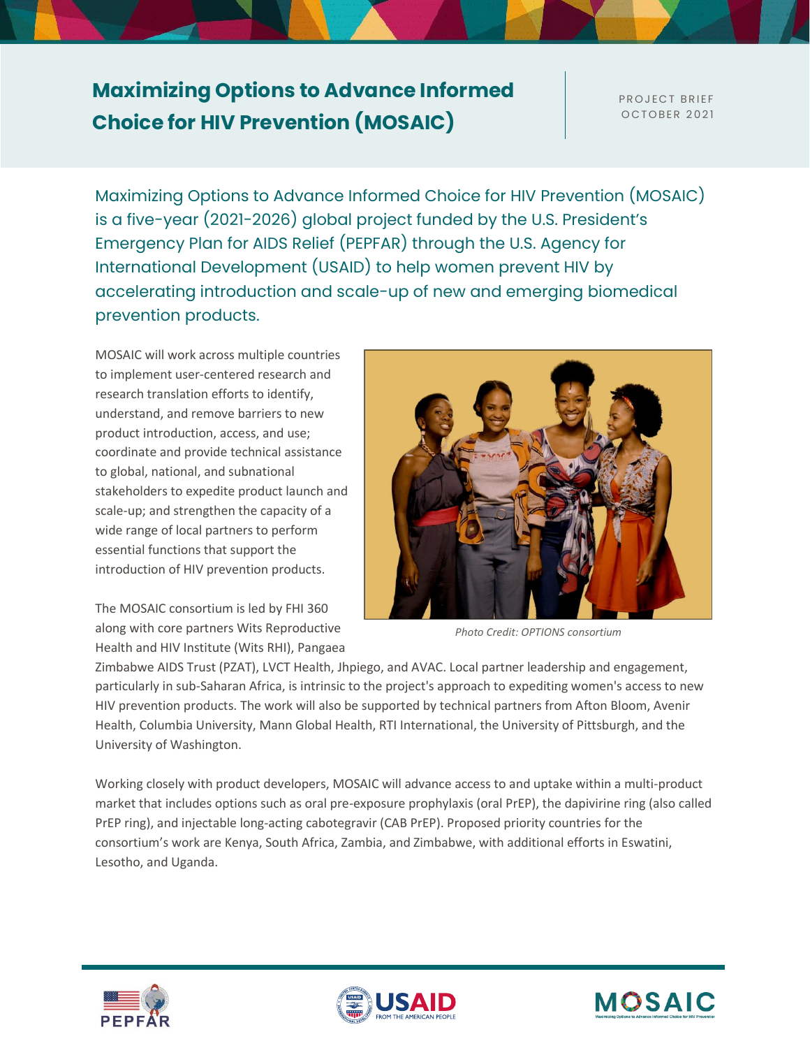# Maximizing Options to Advance Informed Choice for HIV Prevention (MOSAIC)

PROJECT BRIEF
OCTOBER 2021

Maximizing Options to Advance Informed Choice for HIV Prevention (MOSAIC) is a five-year (2021-2026) global project funded by the U.S. President's Emergency Plan for AIDS Relief (PEPFAR) through the U.S. Agency for International Development (USAID) to help women prevent HIV by accelerating introduction and scale-up of new and emerging biomedical prevention products.

MOSAIC will work across multiple countries to implement user-centered research and research translation efforts to identify, understand, and remove barriers to new product introduction, access, and use; coordinate and provide technical assistance to global, national, and subnational stakeholders to expedite product launch and scale-up; and strengthen the capacity of a wide range of local partners to perform essential functions that support the introduction of HIV prevention products.

*Photo Credit: OPTIONS consortium*

The MOSAIC consortium is led by FHI 360 along with core partners Wits Reproductive Health and HIV Institute (Wits RHI), Pangaea Zimbabwe AIDS Trust (PZAT), LVCT Health, Jhpiego, and AVAC. Local partner leadership and engagement, particularly in sub-Saharan Africa, is intrinsic to the project's approach to expediting women's access to new HIV prevention products. The work will also be supported by technical partners from Afton Bloom, Avenir Health, Columbia University, Mann Global Health, RTI International, the University of Pittsburgh, and the University of Washington.

Working closely with product developers, MOSAIC will advance access to and uptake within a multi-product market that includes options such as oral pre-exposure prophylaxis (oral PrEP), the dapivirine ring (also called PrEP ring), and injectable long-acting cabotegravir (CAB PrEP). Proposed priority countries for the consortium's work are Kenya, South Africa, Zambia, and Zimbabwe, with additional efforts in Eswatini, Lesotho, and Uganda.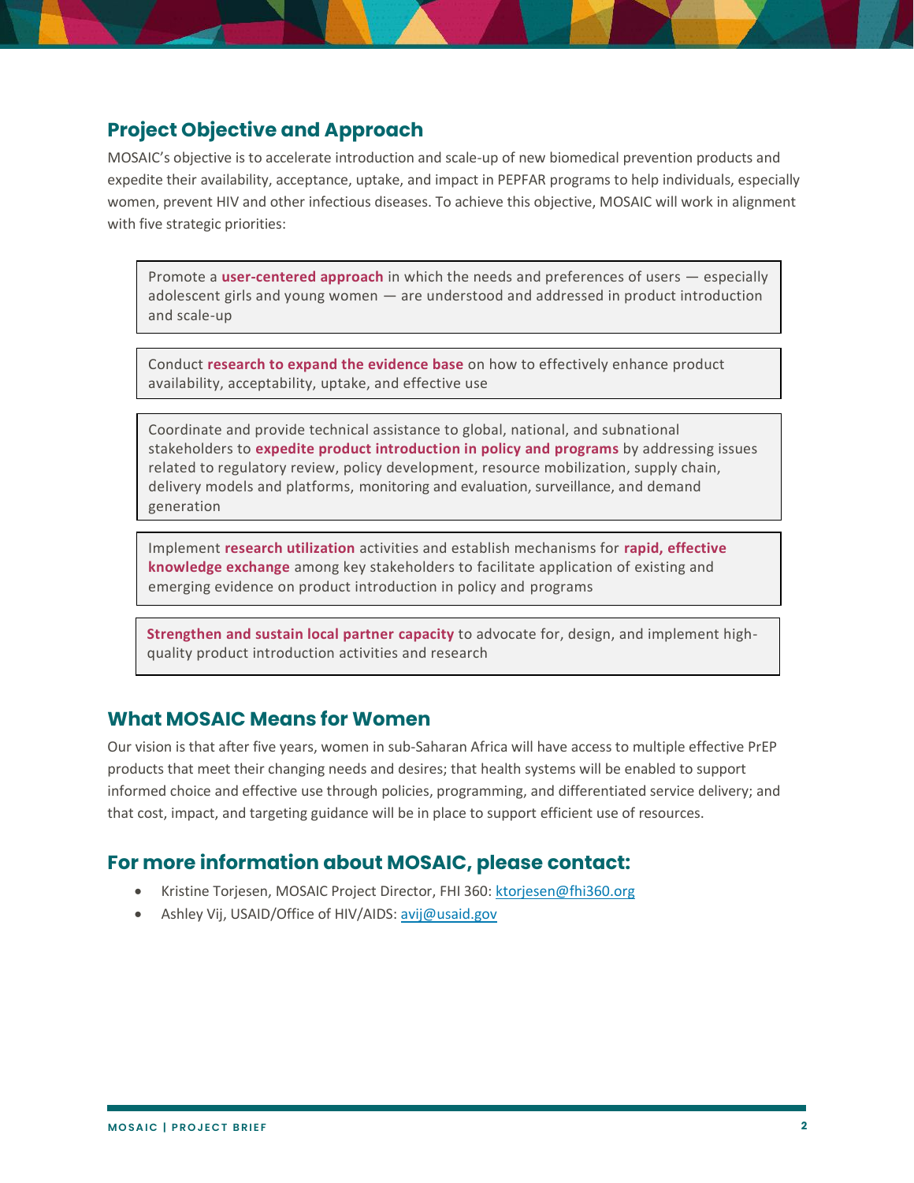## Project Objective and Approach

MOSAIC's objective is to accelerate introduction and scale-up of new biomedical prevention products and expedite their availability, acceptance, uptake, and impact in PEPFAR programs to help individuals, especially women, prevent HIV and other infectious diseases. To achieve this objective, MOSAIC will work in alignment with five strategic priorities:

- Promote a **user-centered approach** in which the needs and preferences of users — especially adolescent girls and young women — are understood and addressed in product introduction and scale-up

- Conduct **research to expand the evidence base** on how to effectively enhance product availability, acceptability, uptake, and effective use

- Coordinate and provide technical assistance to global, national, and subnational stakeholders to **expedite product introduction in policy and programs** by addressing issues related to regulatory review, policy development, resource mobilization, supply chain, delivery models and platforms, monitoring and evaluation, surveillance, and demand generation

- Implement **research utilization** activities and establish mechanisms for **rapid, effective knowledge exchange** among key stakeholders to facilitate application of existing and emerging evidence on product introduction in policy and programs

- **Strengthen and sustain local partner capacity** to advocate for, design, and implement high-quality product introduction activities and research

## What MOSAIC Means for Women

Our vision is that after five years, women in sub-Saharan Africa will have access to multiple effective PrEP products that meet their changing needs and desires; that health systems will be enabled to support informed choice and effective use through policies, programming, and differentiated service delivery; and that cost, impact, and targeting guidance will be in place to support efficient use of resources.

## For more information about MOSAIC, please contact:

- Kristine Torjesen, MOSAIC Project Director, FHI 360: ktorjesen@fhi360.org
- Ashley Vij, USAID/Office of HIV/AIDS: avij@usaid.gov